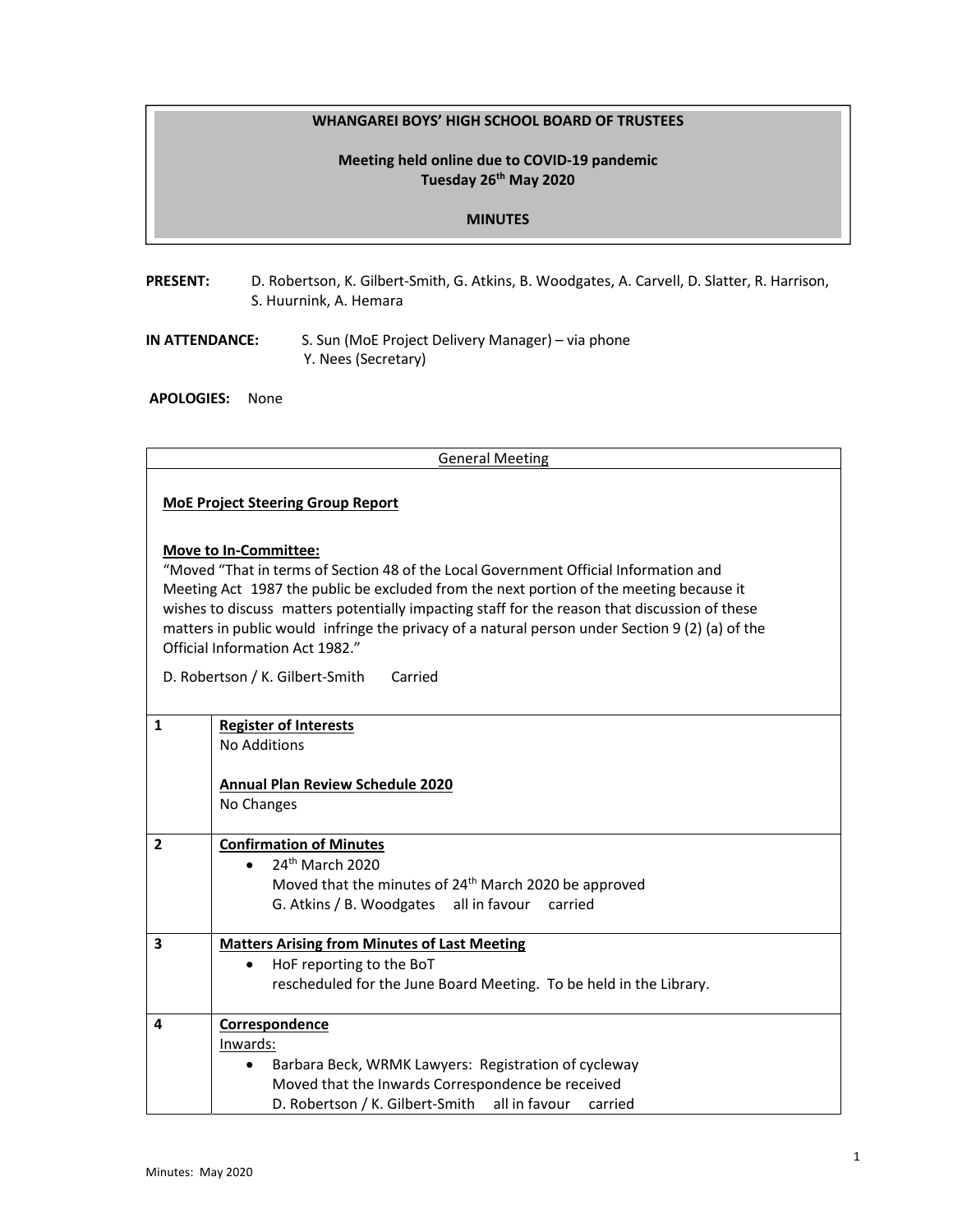# WHANGAREI BOYS' HIGH SCHOOL BOARD OF TRUSTEES

**Meeting held online due to COVID-19 pandemic**
**Tuesday 26th May 2020**

**MINUTES**

**PRESENT:** D. Robertson, K. Gilbert-Smith, G. Atkins, B. Woodgates, A. Carvell, D. Slatter, R. Harrison, S. Huurnink, A. Hemara

**IN ATTENDANCE:** S. Sun (MoE Project Delivery Manager) – via phone
Y. Nees (Secretary)

**APOLOGIES:** None

## General Meeting

**MoE Project Steering Group Report**

**Move to In-Committee:**

"Moved "That in terms of Section 48 of the Local Government Official Information and Meeting Act 1987 the public be excluded from the next portion of the meeting because it wishes to discuss matters potentially impacting staff for the reason that discussion of these matters in public would infringe the privacy of a natural person under Section 9 (2) (a) of the Official Information Act 1982."

D. Robertson / K. Gilbert-Smith Carried

| | |
|---|---|
| 1 | **Register of Interests**<br>No Additions<br><br>**Annual Plan Review Schedule 2020**<br>No Changes |
| 2 | **Confirmation of Minutes**<br>• 24th March 2020<br>Moved that the minutes of 24th March 2020 be approved<br>G. Atkins / B. Woodgates all in favour carried |
| 3 | **Matters Arising from Minutes of Last Meeting**<br>• HoF reporting to the BoT<br>rescheduled for the June Board Meeting. To be held in the Library. |
| 4 | **Correspondence**<br>Inwards:<br>• Barbara Beck, WRMK Lawyers: Registration of cycleway<br>Moved that the Inwards Correspondence be received<br>D. Robertson / K. Gilbert-Smith all in favour carried |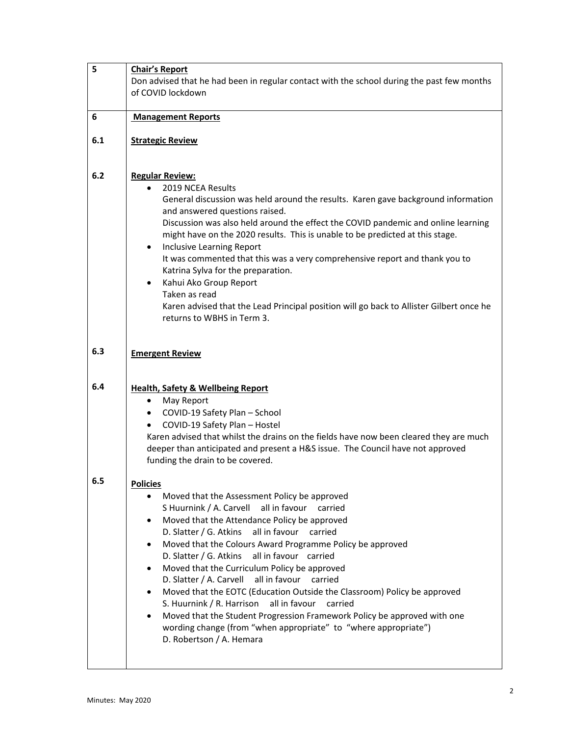| | |
|---|---|
| 5 | **Chair's Report**<br>Don advised that he had been in regular contact with the school during the past few months of COVID lockdown |
| 6 | **Management Reports** |
| 6.1 | **Strategic Review** |
| 6.2 | **Regular Review:**<br>• 2019 NCEA Results<br>General discussion was held around the results. Karen gave background information and answered questions raised.<br>Discussion was also held around the effect the COVID pandemic and online learning might have on the 2020 results. This is unable to be predicted at this stage.<br>• Inclusive Learning Report<br>It was commented that this was a very comprehensive report and thank you to Katrina Sylva for the preparation.<br>• Kahui Ako Group Report<br>Taken as read<br>Karen advised that the Lead Principal position will go back to Allister Gilbert once he returns to WBHS in Term 3. |
| 6.3 | **Emergent Review** |
| 6.4 | **Health, Safety & Wellbeing Report**<br>• May Report<br>• COVID-19 Safety Plan – School<br>• COVID-19 Safety Plan – Hostel<br>Karen advised that whilst the drains on the fields have now been cleared they are much deeper than anticipated and present a H&S issue. The Council have not approved funding the drain to be covered. |
| 6.5 | **Policies**<br>• Moved that the Assessment Policy be approved<br>S Huurnink / A. Carvell all in favour carried<br>• Moved that the Attendance Policy be approved<br>D. Slatter / G. Atkins all in favour carried<br>• Moved that the Colours Award Programme Policy be approved<br>D. Slatter / G. Atkins all in favour carried<br>• Moved that the Curriculum Policy be approved<br>D. Slatter / A. Carvell all in favour carried<br>• Moved that the EOTC (Education Outside the Classroom) Policy be approved<br>S. Huurnink / R. Harrison all in favour carried<br>• Moved that the Student Progression Framework Policy be approved with one wording change (from "when appropriate" to "where appropriate")<br>D. Robertson / A. Hemara |

Minutes: May 2020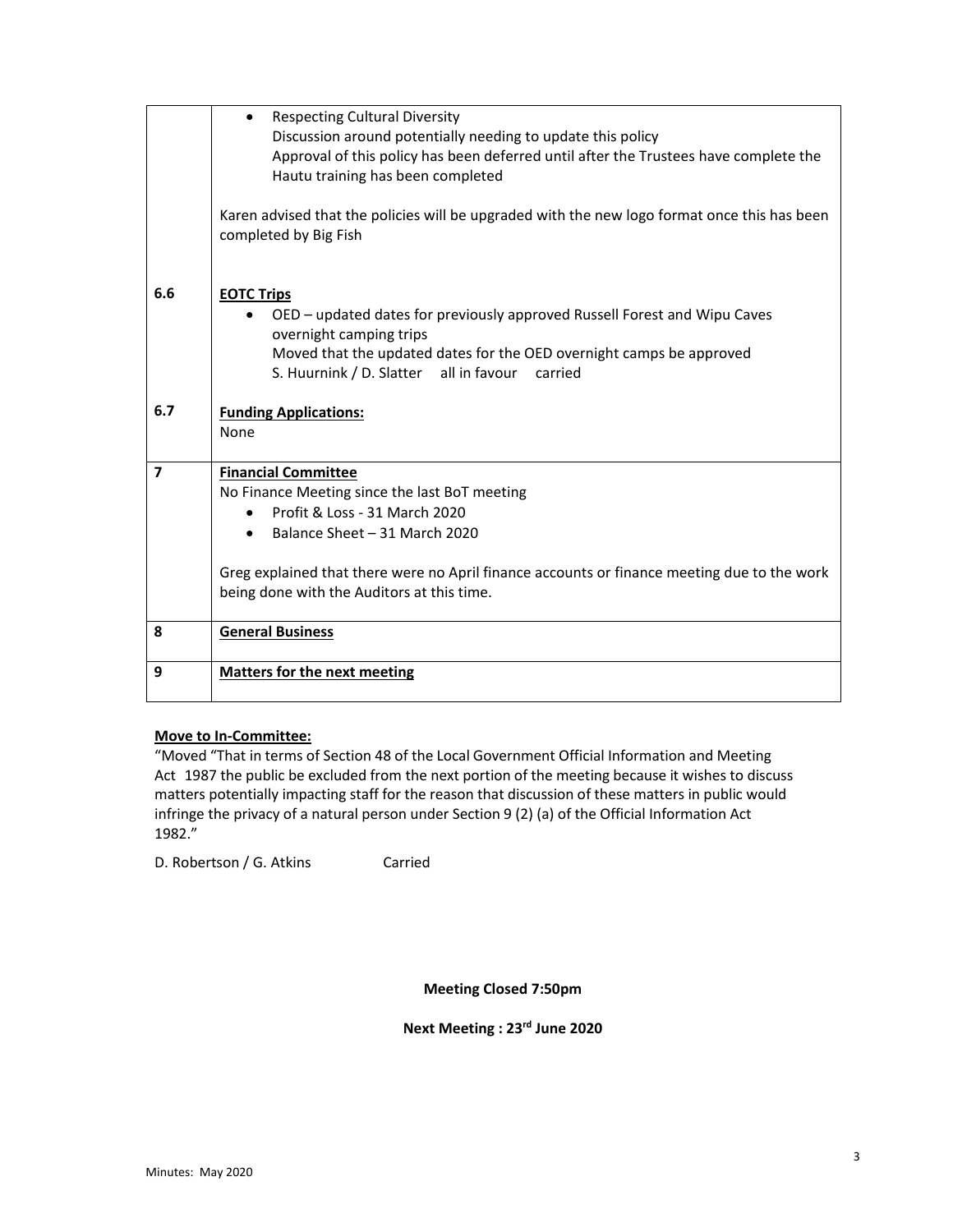| | |
|---|---|
| | • Respecting Cultural Diversity<br>Discussion around potentially needing to update this policy<br>Approval of this policy has been deferred until after the Trustees have complete the Hautu training has been completed<br><br>Karen advised that the policies will be upgraded with the new logo format once this has been completed by Big Fish |
| 6.6<br><br><br><br><br>6.7 | **EOTC Trips**<br>• OED – updated dates for previously approved Russell Forest and Wipu Caves overnight camping trips<br>Moved that the updated dates for the OED overnight camps be approved<br>S. Huurnink / D. Slatter all in favour carried<br><br>**Funding Applications:**<br>None |
| 7 | **Financial Committee**<br>No Finance Meeting since the last BoT meeting<br>• Profit & Loss - 31 March 2020<br>• Balance Sheet – 31 March 2020<br><br>Greg explained that there were no April finance accounts or finance meeting due to the work being done with the Auditors at this time. |
| 8 | **General Business** |
| 9 | **Matters for the next meeting** |

**Move to In-Committee:**

"Moved "That in terms of Section 48 of the Local Government Official Information and Meeting Act 1987 the public be excluded from the next portion of the meeting because it wishes to discuss matters potentially impacting staff for the reason that discussion of these matters in public would infringe the privacy of a natural person under Section 9 (2) (a) of the Official Information Act 1982."

D. Robertson / G. Atkins Carried

**Meeting Closed 7:50pm**

**Next Meeting : 23rd June 2020**